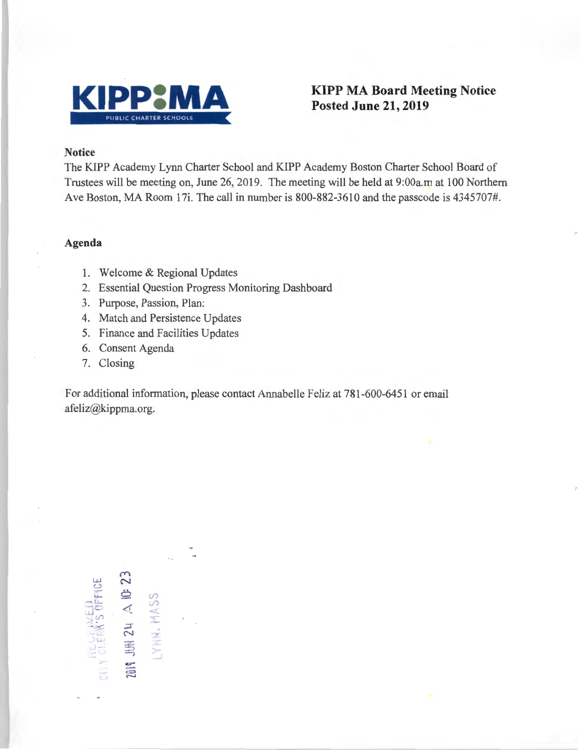KIPP MA

PUBLIC CHARTER SCHOOLS

**KIPP MA Board Meeting Notice**
**Posted June 21, 2019**

**Notice**

The KIPP Academy Lynn Charter School and KIPP Academy Boston Charter School Board of Trustees will be meeting on, June 26, 2019. The meeting will be held at 9:00a.m at 100 Northern Ave Boston, MA Room 17i. The call in number is 800-882-3610 and the passcode is 4345707#.

**Agenda**

1. Welcome & Regional Updates
2. Essential Question Progress Monitoring Dashboard
3. Purpose, Passion, Plan:
4. Match and Persistence Updates
5. Finance and Facilities Updates
6. Consent Agenda
7. Closing

For additional information, please contact Annabelle Feliz at 781-600-6451 or email afeliz@kippma.org.

RECEIVED
CITY CLERK'S OFFICE
2019 JUN 24 A 10:23
LYNN, MASS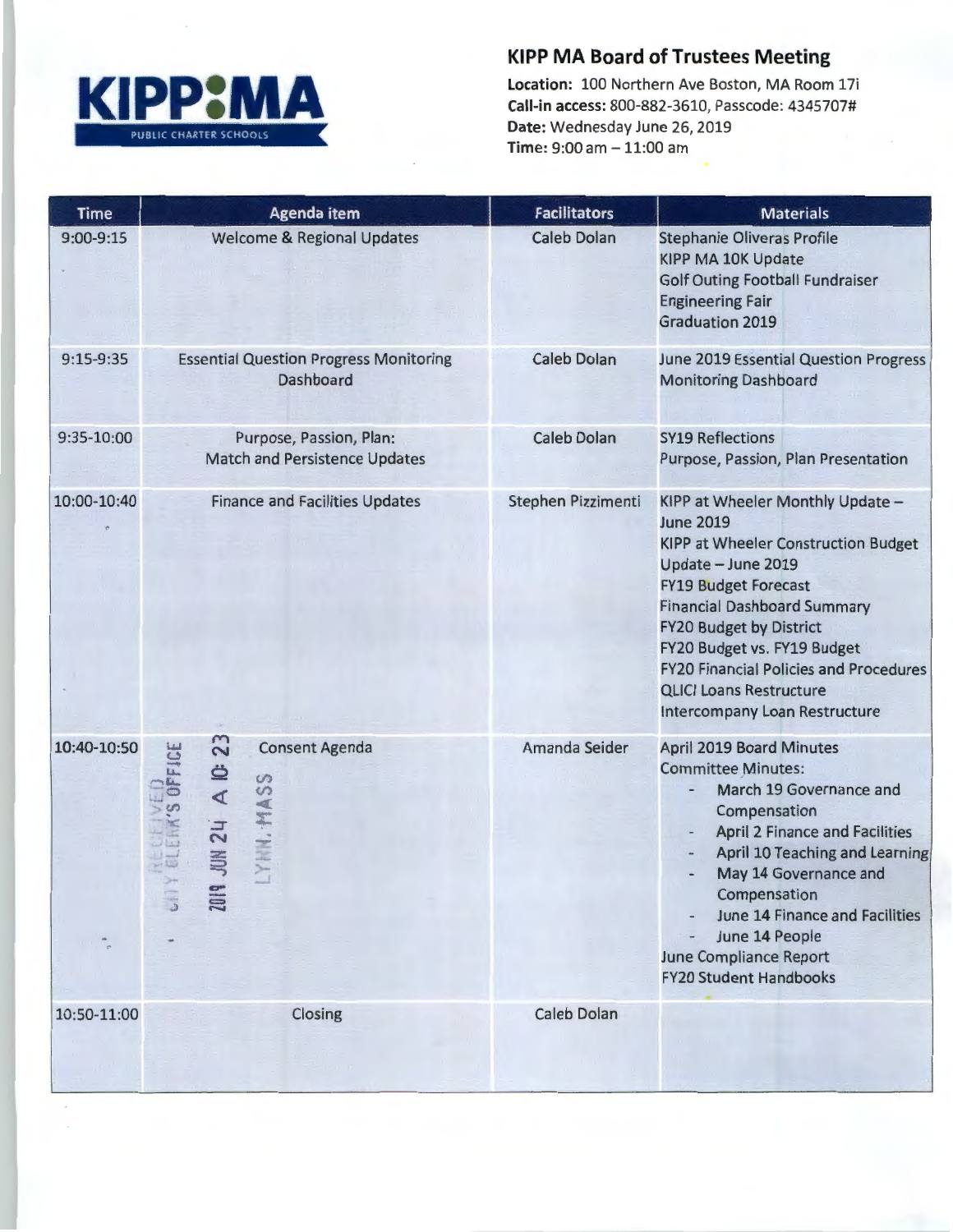KIPP:MA
PUBLIC CHARTER SCHOOLS

## KIPP MA Board of Trustees Meeting

**Location:** 100 Northern Ave Boston, MA Room 17i
**Call-in access:** 800-882-3610, Passcode: 4345707#
**Date:** Wednesday June 26, 2019
**Time:** 9:00 am – 11:00 am

| Time | Agenda item | Facilitators | Materials |
|---|---|---|---|
| 9:00-9:15 | Welcome & Regional Updates | Caleb Dolan | Stephanie Oliveras Profile<br>KIPP MA 10K Update<br>Golf Outing Football Fundraiser<br>Engineering Fair<br>Graduation 2019 |
| 9:15-9:35 | Essential Question Progress Monitoring Dashboard | Caleb Dolan | June 2019 Essential Question Progress Monitoring Dashboard |
| 9:35-10:00 | Purpose, Passion, Plan: Match and Persistence Updates | Caleb Dolan | SY19 Reflections<br>Purpose, Passion, Plan Presentation |
| 10:00-10:40 | Finance and Facilities Updates | Stephen Pizzimenti | KIPP at Wheeler Monthly Update – June 2019<br>KIPP at Wheeler Construction Budget Update – June 2019<br>FY19 Budget Forecast<br>Financial Dashboard Summary<br>FY20 Budget by District<br>FY20 Budget vs. FY19 Budget<br>FY20 Financial Policies and Procedures<br>QLICI Loans Restructure<br>Intercompany Loan Restructure |
| 10:40-10:50 | Consent Agenda | Amanda Seider | April 2019 Board Minutes<br>Committee Minutes:<br>- March 19 Governance and Compensation<br>- April 2 Finance and Facilities<br>- April 10 Teaching and Learning<br>- May 14 Governance and Compensation<br>- June 14 Finance and Facilities<br>- June 14 People<br>June Compliance Report<br>FY20 Student Handbooks |
| 10:50-11:00 | Closing | Caleb Dolan | |

RECEIVED
CITY CLERK'S OFFICE
2019 JUN 24 A 10:23
LYNN, MASS